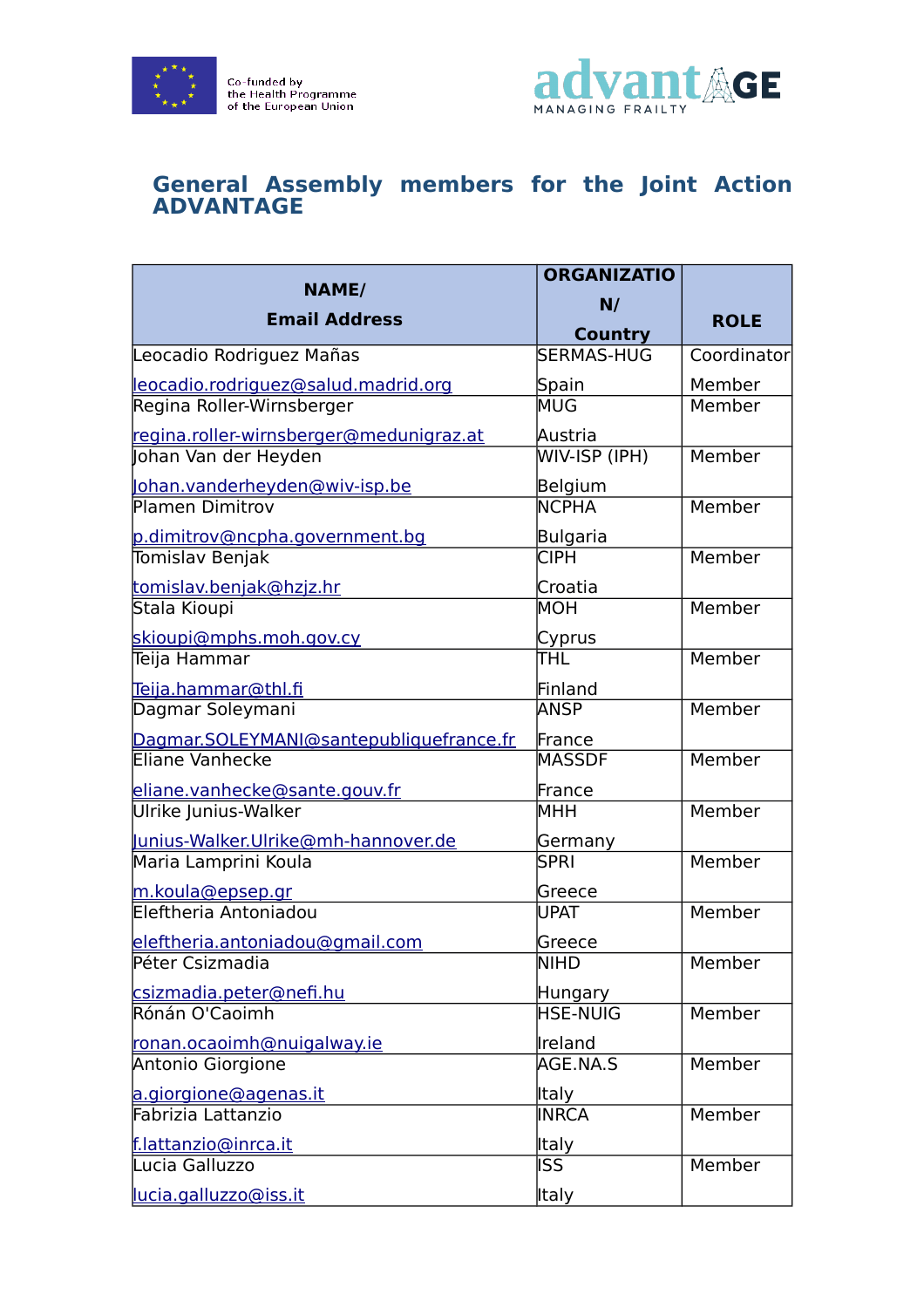Co-funded by the Health Programme of the European Union

advantAGE MANAGING FRAILTY

# General Assembly members for the Joint Action ADVANTAGE

| NAME/ Email Address | ORGANIZATION/ Country | ROLE |
|---|---|---|
| Leocadio Rodriguez Mañas leocadio.rodriguez@salud.madrid.org | SERMAS-HUG Spain | Coordinator Member |
| Regina Roller-Wirnsberger regina.roller-wirnsberger@medunigraz.at | MUG Austria | Member |
| Johan Van der Heyden Johan.vanderheyden@wiv-isp.be | WIV-ISP (IPH) Belgium | Member |
| Plamen Dimitrov p.dimitrov@ncpha.government.bg | NCPHA Bulgaria | Member |
| Tomislav Benjak tomislav.benjak@hzjz.hr | CIPH Croatia | Member |
| Stala Kioupi skioupi@mphs.moh.gov.cy | MOH Cyprus | Member |
| Teija Hammar Teija.hammar@thl.fi | THL Finland | Member |
| Dagmar Soleymani Dagmar.SOLEYMANI@santepubliquefrance.fr | ANSP France | Member |
| Eliane Vanhecke eliane.vanhecke@sante.gouv.fr | MASSDF France | Member |
| Ulrike Junius-Walker Junius-Walker.Ulrike@mh-hannover.de | MHH Germany | Member |
| Maria Lamprini Koula m.koula@epsep.gr | SPRI Greece | Member |
| Eleftheria Antoniadou eleftheria.antoniadou@gmail.com | UPAT Greece | Member |
| Péter Csizmadia csizmadia.peter@nefi.hu | NIHD Hungary | Member |
| Rónán O'Caoimh ronan.ocaoimh@nuigalway.ie | HSE-NUIG Ireland | Member |
| Antonio Giorgione a.giorgione@agenas.it | AGE.NA.S Italy | Member |
| Fabrizia Lattanzio f.lattanzio@inrca.it | INRCA Italy | Member |
| Lucia Galluzzo lucia.galluzzo@iss.it | ISS Italy | Member |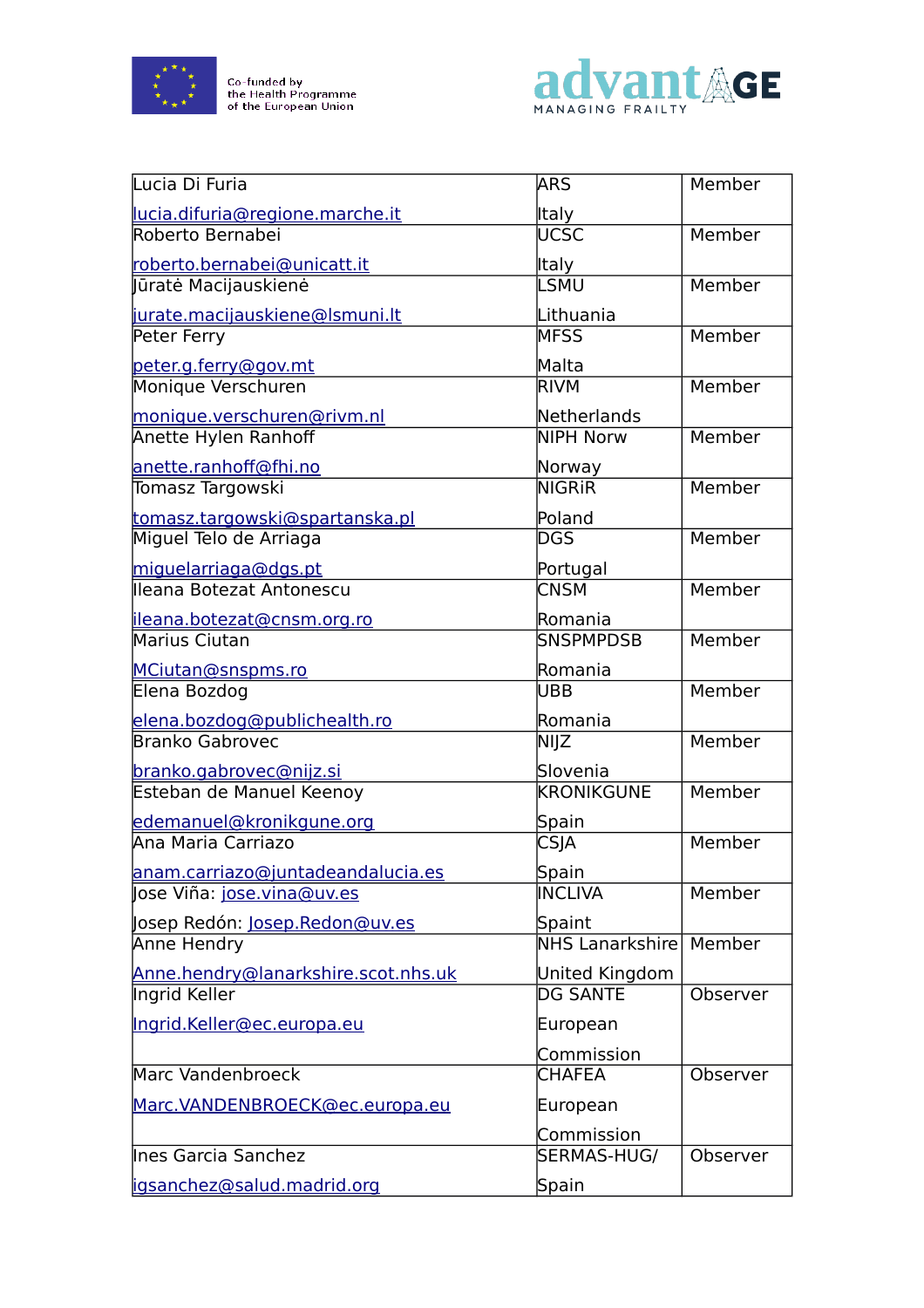| | | |
|---|---|---|
| Lucia Di Furia<br>lucia.difuria@regione.marche.it | ARS<br>Italy | Member |
| Roberto Bernabei<br>roberto.bernabei@unicatt.it | UCSC<br>Italy | Member |
| Jūratė Macijauskienė<br>jurate.macijauskiene@lsmuni.lt | LSMU<br>Lithuania | Member |
| Peter Ferry<br>peter.g.ferry@gov.mt | MFSS<br>Malta | Member |
| Monique Verschuren<br>monique.verschuren@rivm.nl | RIVM<br>Netherlands | Member |
| Anette Hylen Ranhoff<br>anette.ranhoff@fhi.no | NIPH Norw<br>Norway | Member |
| Tomasz Targowski<br>tomasz.targowski@spartanska.pl | NIGRiR<br>Poland | Member |
| Miguel Telo de Arriaga<br>miguelarriaga@dgs.pt | DGS<br>Portugal | Member |
| Ileana Botezat Antonescu<br>ileana.botezat@cnsm.org.ro | CNSM<br>Romania | Member |
| Marius Ciutan<br>MCiutan@snspms.ro | SNSPMPDSB<br>Romania | Member |
| Elena Bozdog<br>elena.bozdog@publichealth.ro | UBB<br>Romania | Member |
| Branko Gabrovec<br>branko.gabrovec@nijz.si | NIJZ<br>Slovenia | Member |
| Esteban de Manuel Keenoy<br>edemanuel@kronikgune.org | KRONIKGUNE<br>Spain | Member |
| Ana Maria Carriazo<br>anam.carriazo@juntadeandalucia.es | CSJA<br>Spain | Member |
| Jose Viña: jose.vina@uv.es<br>Josep Redón: Josep.Redon@uv.es | INCLIVA<br>Spaint | Member |
| Anne Hendry<br>Anne.hendry@lanarkshire.scot.nhs.uk | NHS Lanarkshire<br>United Kingdom | Member |
| Ingrid Keller<br>Ingrid.Keller@ec.europa.eu | DG SANTE<br>European Commission | Observer |
| Marc Vandenbroeck<br>Marc.VANDENBROECK@ec.europa.eu | CHAFEA<br>European Commission | Observer |
| Ines Garcia Sanchez<br>igsanchez@salud.madrid.org | SERMAS-HUG/<br>Spain | Observer |